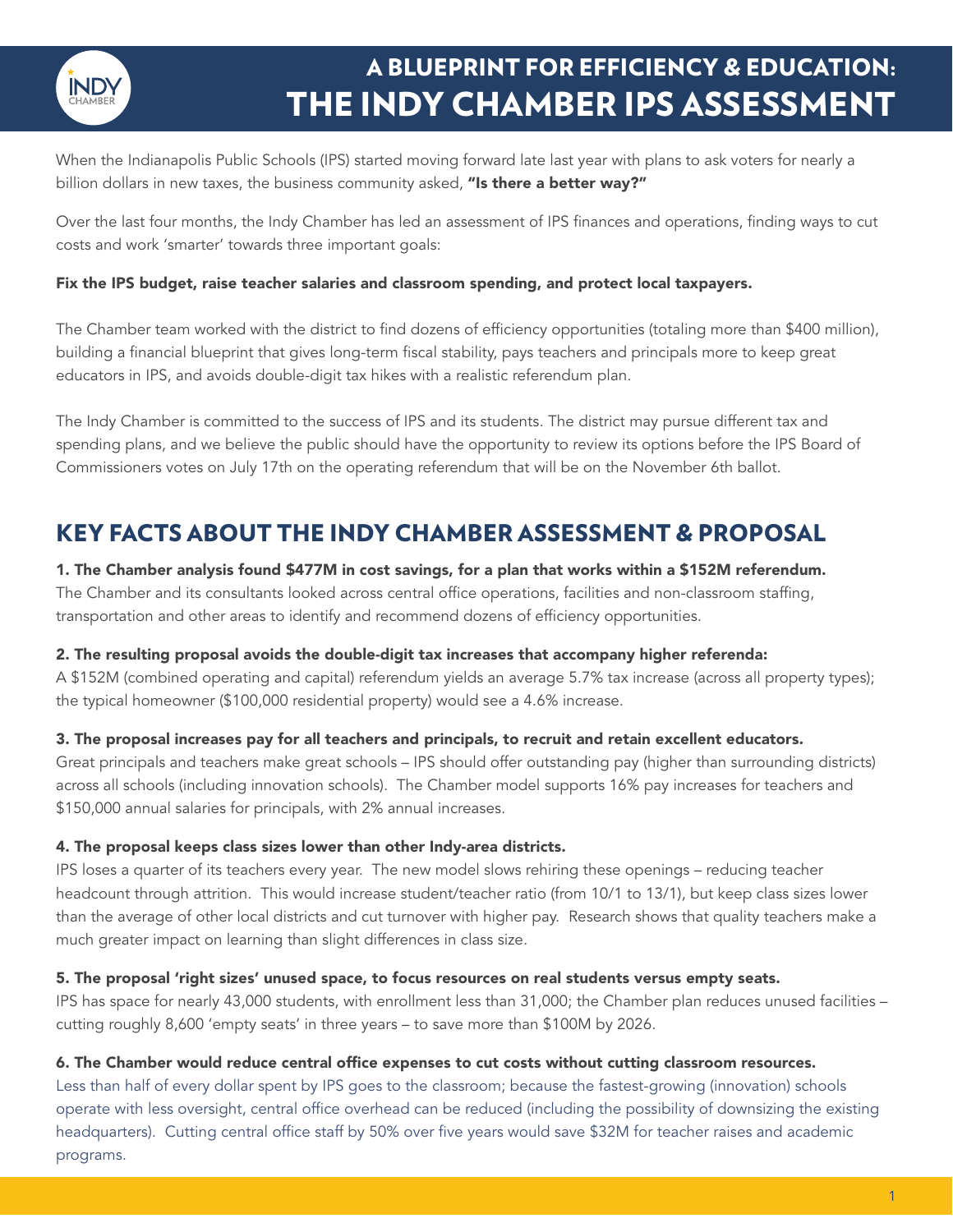# A BLUEPRINT FOR EFFICIENCY & EDUCATION: THE INDY CHAMBER IPS ASSESSMENT

When the Indianapolis Public Schools (IPS) started moving forward late last year with plans to ask voters for nearly a billion dollars in new taxes, the business community asked, **"Is there a better way?"**

Over the last four months, the Indy Chamber has led an assessment of IPS finances and operations, finding ways to cut costs and work 'smarter' towards three important goals:

**Fix the IPS budget, raise teacher salaries and classroom spending, and protect local taxpayers.**

The Chamber team worked with the district to find dozens of efficiency opportunities (totaling more than $400 million), building a financial blueprint that gives long-term fiscal stability, pays teachers and principals more to keep great educators in IPS, and avoids double-digit tax hikes with a realistic referendum plan.

The Indy Chamber is committed to the success of IPS and its students. The district may pursue different tax and spending plans, and we believe the public should have the opportunity to review its options before the IPS Board of Commissioners votes on July 17th on the operating referendum that will be on the November 6th ballot.

## KEY FACTS ABOUT THE INDY CHAMBER ASSESSMENT & PROPOSAL

**1. The Chamber analysis found $477M in cost savings, for a plan that works within a $152M referendum.**
The Chamber and its consultants looked across central office operations, facilities and non-classroom staffing, transportation and other areas to identify and recommend dozens of efficiency opportunities.

**2. The resulting proposal avoids the double-digit tax increases that accompany higher referenda:**
A $152M (combined operating and capital) referendum yields an average 5.7% tax increase (across all property types); the typical homeowner ($100,000 residential property) would see a 4.6% increase.

**3. The proposal increases pay for all teachers and principals, to recruit and retain excellent educators.**
Great principals and teachers make great schools – IPS should offer outstanding pay (higher than surrounding districts) across all schools (including innovation schools). The Chamber model supports 16% pay increases for teachers and $150,000 annual salaries for principals, with 2% annual increases.

**4. The proposal keeps class sizes lower than other Indy-area districts.**
IPS loses a quarter of its teachers every year. The new model slows rehiring these openings – reducing teacher headcount through attrition. This would increase student/teacher ratio (from 10/1 to 13/1), but keep class sizes lower than the average of other local districts and cut turnover with higher pay. Research shows that quality teachers make a much greater impact on learning than slight differences in class size.

**5. The proposal 'right sizes' unused space, to focus resources on real students versus empty seats.**
IPS has space for nearly 43,000 students, with enrollment less than 31,000; the Chamber plan reduces unused facilities – cutting roughly 8,600 'empty seats' in three years – to save more than $100M by 2026.

**6. The Chamber would reduce central office expenses to cut costs without cutting classroom resources.**
Less than half of every dollar spent by IPS goes to the classroom; because the fastest-growing (innovation) schools operate with less oversight, central office overhead can be reduced (including the possibility of downsizing the existing headquarters). Cutting central office staff by 50% over five years would save $32M for teacher raises and academic programs.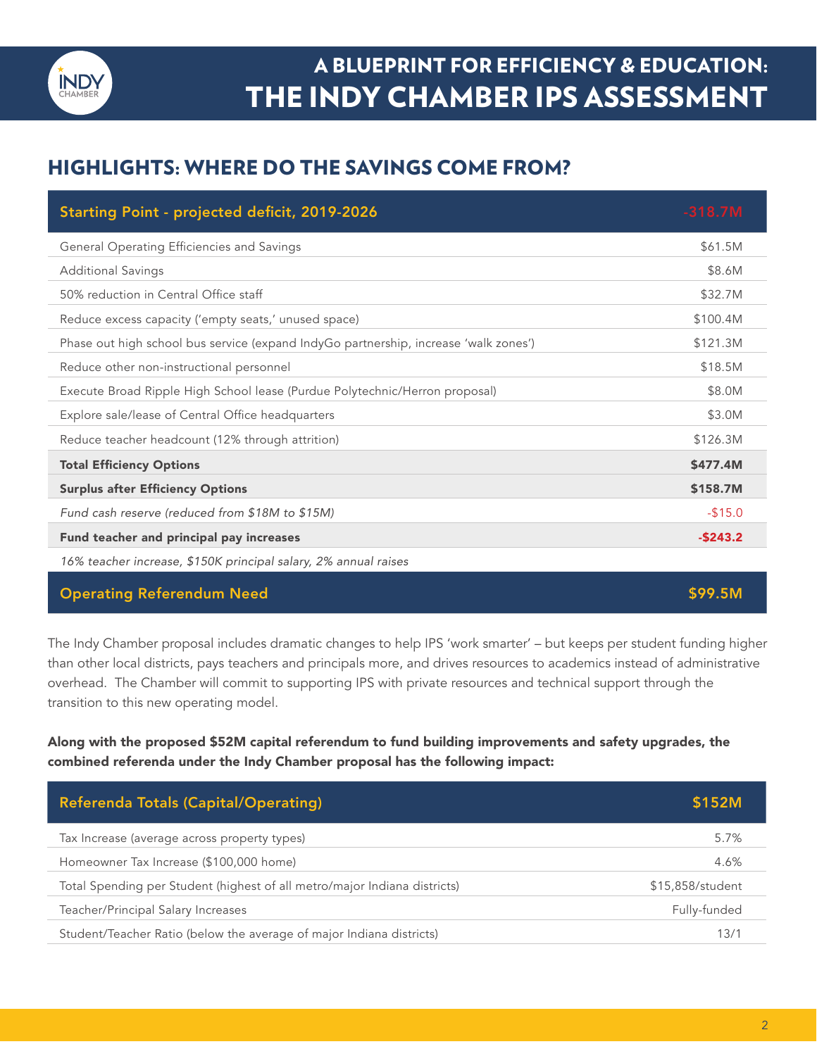# A BLUEPRINT FOR EFFICIENCY & EDUCATION: THE INDY CHAMBER IPS ASSESSMENT

## HIGHLIGHTS: WHERE DO THE SAVINGS COME FROM?

| Starting Point - projected deficit, 2019-2026 | -318.7M |
|---|---|
| General Operating Efficiencies and Savings | $61.5M |
| Additional Savings | $8.6M |
| 50% reduction in Central Office staff | $32.7M |
| Reduce excess capacity ('empty seats,' unused space) | $100.4M |
| Phase out high school bus service (expand IndyGo partnership, increase 'walk zones') | $121.3M |
| Reduce other non-instructional personnel | $18.5M |
| Execute Broad Ripple High School lease (Purdue Polytechnic/Herron proposal) | $8.0M |
| Explore sale/lease of Central Office headquarters | $3.0M |
| Reduce teacher headcount (12% through attrition) | $126.3M |
| **Total Efficiency Options** | **$477.4M** |
| **Surplus after Efficiency Options** | **$158.7M** |
| *Fund cash reserve (reduced from $18M to $15M)* | -$15.0 |
| **Fund teacher and principal pay increases** | **-$243.2** |
| *16% teacher increase, $150K principal salary, 2% annual raises* | |
| **Operating Referendum Need** | **$99.5M** |

The Indy Chamber proposal includes dramatic changes to help IPS 'work smarter' – but keeps per student funding higher than other local districts, pays teachers and principals more, and drives resources to academics instead of administrative overhead. The Chamber will commit to supporting IPS with private resources and technical support through the transition to this new operating model.

**Along with the proposed $52M capital referendum to fund building improvements and safety upgrades, the combined referenda under the Indy Chamber proposal has the following impact:**

| Referenda Totals (Capital/Operating) | $152M |
|---|---|
| Tax Increase (average across property types) | 5.7% |
| Homeowner Tax Increase ($100,000 home) | 4.6% |
| Total Spending per Student (highest of all metro/major Indiana districts) | $15,858/student |
| Teacher/Principal Salary Increases | Fully-funded |
| Student/Teacher Ratio (below the average of major Indiana districts) | 13/1 |